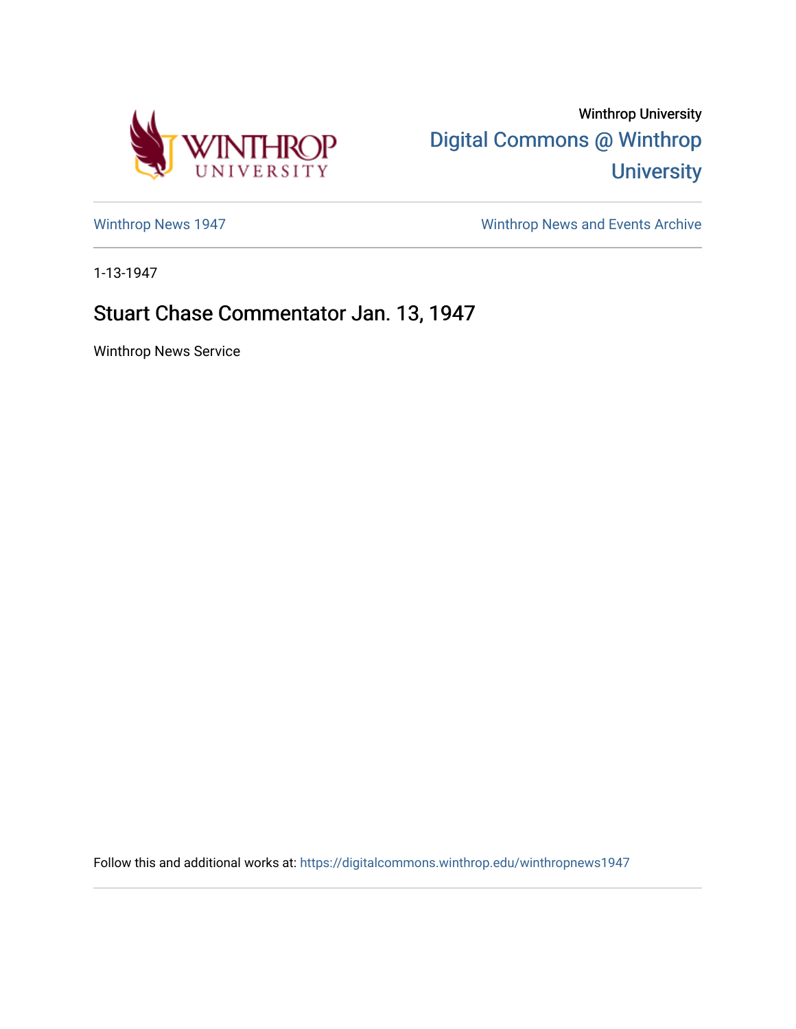Winthrop University

Digital Commons @ Winthrop University

Winthrop News 1947

Winthrop News and Events Archive

1-13-1947

# Stuart Chase Commentator Jan. 13, 1947

Winthrop News Service

Follow this and additional works at: https://digitalcommons.winthrop.edu/winthropnews1947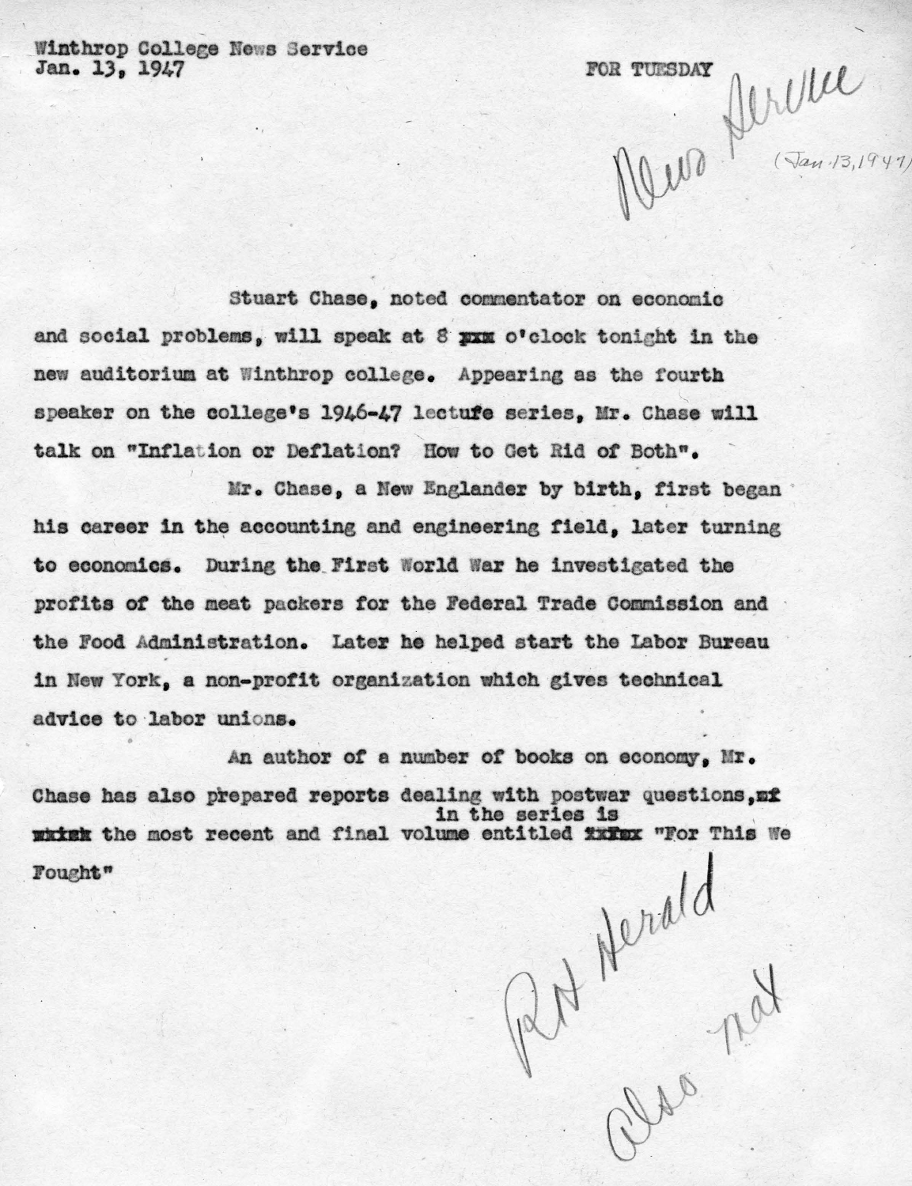Winthrop College News Service
Jan. 13, 1947

FOR TUESDAY

News Service

(Jan. 13, 1947)

Stuart Chase, noted commentator on economic and social problems, will speak at 8 o'clock tonight in the new auditorium at Winthrop college. Appearing as the fourth speaker on the college's 1946-47 lectufe series, Mr. Chase will talk on "Inflation or Deflation? How to Get Rid of Both".

Mr. Chase, a New Englander by birth, first began his career in the accounting and engineering field, later turning to economics. During the First World War he investigated the profits of the meat packers for the Federal Trade Commission and the Food Administration. Later he helped start the Labor Bureau in New York, a non-profit organization which gives technical advice to labor unions.

An author of a number of books on economy, Mr. Chase has also prepared reports dealing with postwar questions, the most recent and final volume in the series is entitled "For This We Fought"

RH Herald

also mat